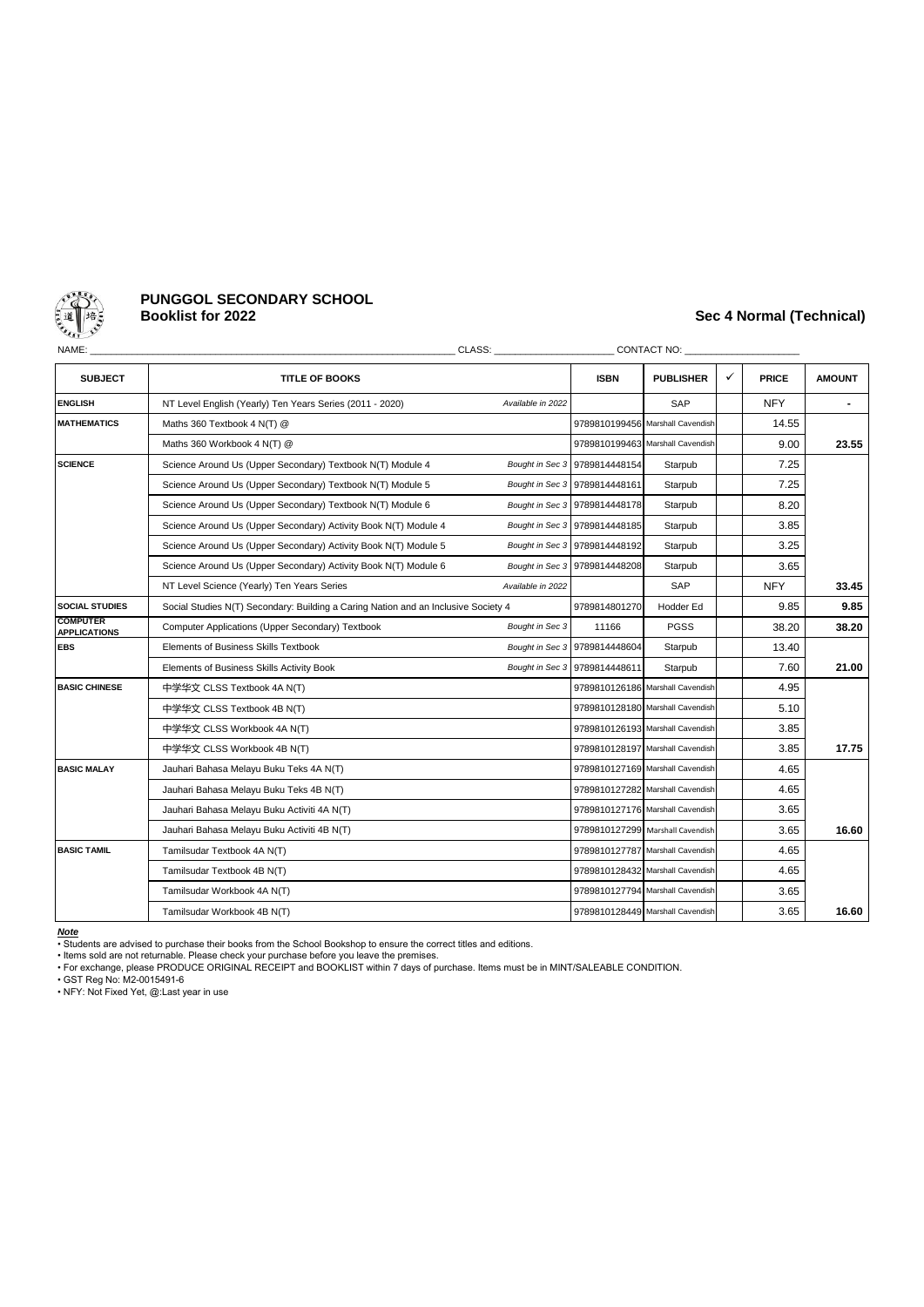# PUNGGOL SECONDARY SCHOOL
## Booklist for 2022

## Sec 4 Normal (Technical)

NAME: ______________________ CLASS: ______________ CONTACT NO: ______________

| SUBJECT | TITLE OF BOOKS | | ISBN | PUBLISHER | ✓ | PRICE | AMOUNT |
|---|---|---|---|---|---|---|---|
| ENGLISH | NT Level English (Yearly) Ten Years Series (2011 - 2020) | *Available in 2022* | | SAP | | NFY | - |
| MATHEMATICS | Maths 360 Textbook 4 N(T) @ | | 9789810199456 | Marshall Cavendish | | 14.55 | |
| | Maths 360 Workbook 4 N(T) @ | | 9789810199463 | Marshall Cavendish | | 9.00 | 23.55 |
| SCIENCE | Science Around Us (Upper Secondary) Textbook N(T) Module 4 | *Bought in Sec 3* | 9789814448154 | Starpub | | 7.25 | |
| | Science Around Us (Upper Secondary) Textbook N(T) Module 5 | *Bought in Sec 3* | 9789814448161 | Starpub | | 7.25 | |
| | Science Around Us (Upper Secondary) Textbook N(T) Module 6 | *Bought in Sec 3* | 9789814448178 | Starpub | | 8.20 | |
| | Science Around Us (Upper Secondary) Activity Book N(T) Module 4 | *Bought in Sec 3* | 9789814448185 | Starpub | | 3.85 | |
| | Science Around Us (Upper Secondary) Activity Book N(T) Module 5 | *Bought in Sec 3* | 9789814448192 | Starpub | | 3.25 | |
| | Science Around Us (Upper Secondary) Activity Book N(T) Module 6 | *Bought in Sec 3* | 9789814448208 | Starpub | | 3.65 | |
| | NT Level Science (Yearly) Ten Years Series | *Available in 2022* | | SAP | | NFY | 33.45 |
| SOCIAL STUDIES | Social Studies N(T) Secondary: Building a Caring Nation and an Inclusive Society 4 | | 9789814801270 | Hodder Ed | | 9.85 | 9.85 |
| COMPUTER APPLICATIONS | Computer Applications (Upper Secondary) Textbook | *Bought in Sec 3* | 11166 | PGSS | | 38.20 | 38.20 |
| EBS | Elements of Business Skills Textbook | *Bought in Sec 3* | 9789814448604 | Starpub | | 13.40 | |
| | Elements of Business Skills Activity Book | *Bought in Sec 3* | 9789814448611 | Starpub | | 7.60 | 21.00 |
| BASIC CHINESE | 中学华文 CLSS Textbook 4A N(T) | | 9789810126186 | Marshall Cavendish | | 4.95 | |
| | 中学华文 CLSS Textbook 4B N(T) | | 9789810128180 | Marshall Cavendish | | 5.10 | |
| | 中学华文 CLSS Workbook 4A N(T) | | 9789810126193 | Marshall Cavendish | | 3.85 | |
| | 中学华文 CLSS Workbook 4B N(T) | | 9789810128197 | Marshall Cavendish | | 3.85 | 17.75 |
| BASIC MALAY | Jauhari Bahasa Melayu Buku Teks 4A N(T) | | 9789810127169 | Marshall Cavendish | | 4.65 | |
| | Jauhari Bahasa Melayu Buku Teks 4B N(T) | | 9789810127282 | Marshall Cavendish | | 4.65 | |
| | Jauhari Bahasa Melayu Buku Activiti 4A N(T) | | 9789810127176 | Marshall Cavendish | | 3.65 | |
| | Jauhari Bahasa Melayu Buku Activiti 4B N(T) | | 9789810127299 | Marshall Cavendish | | 3.65 | 16.60 |
| BASIC TAMIL | Tamilsudar Textbook 4A N(T) | | 9789810127787 | Marshall Cavendish | | 4.65 | |
| | Tamilsudar Textbook 4B N(T) | | 9789810128432 | Marshall Cavendish | | 4.65 | |
| | Tamilsudar Workbook 4A N(T) | | 9789810127794 | Marshall Cavendish | | 3.65 | |
| | Tamilsudar Workbook 4B N(T) | | 9789810128449 | Marshall Cavendish | | 3.65 | 16.60 |

***Note***

- Students are advised to purchase their books from the School Bookshop to ensure the correct titles and editions.
- Items sold are not returnable. Please check your purchase before you leave the premises.
- For exchange, please PRODUCE ORIGINAL RECEIPT and BOOKLIST within 7 days of purchase. Items must be in MINT/SALEABLE CONDITION.
- GST Reg No: M2-0015491-6
- NFY: Not Fixed Yet, @:Last year in use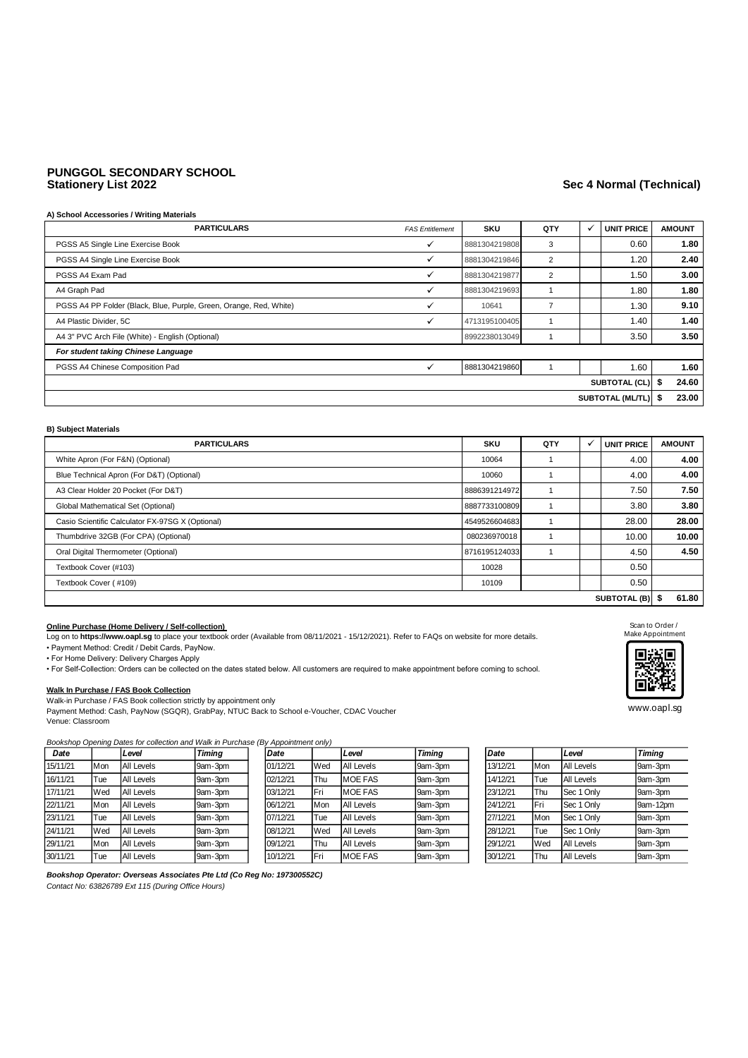## PUNGGOL SECONDARY SCHOOL
### Stationery List 2022

**Sec 4 Normal (Technical)**

**A) School Accessories / Writing Materials**

| PARTICULARS | FAS Entitlement | SKU | QTY | ✓ | UNIT PRICE | AMOUNT |
|---|---|---|---|---|---|---|
| PGSS A5 Single Line Exercise Book | ✓ | 8881304219808 | 3 | | 0.60 | 1.80 |
| PGSS A4 Single Line Exercise Book | ✓ | 8881304219846 | 2 | | 1.20 | 2.40 |
| PGSS A4 Exam Pad | ✓ | 8881304219877 | 2 | | 1.50 | 3.00 |
| A4 Graph Pad | ✓ | 8881304219693 | 1 | | 1.80 | 1.80 |
| PGSS A4 PP Folder (Black, Blue, Purple, Green, Orange, Red, White) | ✓ | 10641 | 7 | | 1.30 | 9.10 |
| A4 Plastic Divider, 5C | ✓ | 4713195100405 | 1 | | 1.40 | 1.40 |
| A4 3" PVC Arch File (White) - English (Optional) | | 8992238013049 | 1 | | 3.50 | 3.50 |
| ***For student taking Chinese Language*** | | | | | | |
| PGSS A4 Chinese Composition Pad | ✓ | 8881304219860 | 1 | | 1.60 | 1.60 |
| | | | | | **SUBTOTAL (CL) $** | **24.60** |
| | | | | | **SUBTOTAL (ML/TL) $** | **23.00** |

**B) Subject Materials**

| PARTICULARS | SKU | QTY | ✓ | UNIT PRICE | AMOUNT |
|---|---|---|---|---|---|
| White Apron (For F&N) (Optional) | 10064 | 1 | | 4.00 | 4.00 |
| Blue Technical Apron (For D&T) (Optional) | 10060 | 1 | | 4.00 | 4.00 |
| A3 Clear Holder 20 Pocket (For D&T) | 8886391214972 | 1 | | 7.50 | 7.50 |
| Global Mathematical Set (Optional) | 8887733100809 | 1 | | 3.80 | 3.80 |
| Casio Scientific Calculator FX-97SG X (Optional) | 4549526604683 | 1 | | 28.00 | 28.00 |
| Thumbdrive 32GB (For CPA) (Optional) | 080236970018 | 1 | | 10.00 | 10.00 |
| Oral Digital Thermometer (Optional) | 8716195124033 | 1 | | 4.50 | 4.50 |
| Textbook Cover (#103) | 10028 | | | 0.50 | |
| Textbook Cover ( #109) | 10109 | | | 0.50 | |
| | | | | **SUBTOTAL (B) $** | **61.80** |

**Online Purchase (Home Delivery / Self-collection)**

Log on to **https://www.oapl.sg** to place your textbook order (Available from 08/11/2021 - 15/12/2021). Refer to FAQs on website for more details.

- Payment Method: Credit / Debit Cards, PayNow.
- For Home Delivery: Delivery Charges Apply
- For Self-Collection: Orders can be collected on the dates stated below. All customers are required to make appointment before coming to school.

Scan to Order / Make Appointment

www.oapl.sg

**Walk In Purchase / FAS Book Collection**

Walk-in Purchase / FAS Book collection strictly by appointment only

Payment Method: Cash, PayNow (SGQR), GrabPay, NTUC Back to School e-Voucher, CDAC Voucher

Venue: Classroom

*Bookshop Opening Dates for collection and Walk in Purchase (By Appointment only)*

| Date | | Level | Timing | Date | | Level | Timing | Date | | Level | Timing |
|---|---|---|---|---|---|---|---|---|---|---|---|
| 15/11/21 | Mon | All Levels | 9am-3pm | 01/12/21 | Wed | All Levels | 9am-3pm | 13/12/21 | Mon | All Levels | 9am-3pm |
| 16/11/21 | Tue | All Levels | 9am-3pm | 02/12/21 | Thu | MOE FAS | 9am-3pm | 14/12/21 | Tue | All Levels | 9am-3pm |
| 17/11/21 | Wed | All Levels | 9am-3pm | 03/12/21 | Fri | MOE FAS | 9am-3pm | 23/12/21 | Thu | Sec 1 Only | 9am-3pm |
| 22/11/21 | Mon | All Levels | 9am-3pm | 06/12/21 | Mon | All Levels | 9am-3pm | 24/12/21 | Fri | Sec 1 Only | 9am-12pm |
| 23/11/21 | Tue | All Levels | 9am-3pm | 07/12/21 | Tue | All Levels | 9am-3pm | 27/12/21 | Mon | Sec 1 Only | 9am-3pm |
| 24/11/21 | Wed | All Levels | 9am-3pm | 08/12/21 | Wed | All Levels | 9am-3pm | 28/12/21 | Tue | Sec 1 Only | 9am-3pm |
| 29/11/21 | Mon | All Levels | 9am-3pm | 09/12/21 | Thu | All Levels | 9am-3pm | 29/12/21 | Wed | All Levels | 9am-3pm |
| 30/11/21 | Tue | All Levels | 9am-3pm | 10/12/21 | Fri | MOE FAS | 9am-3pm | 30/12/21 | Thu | All Levels | 9am-3pm |

***Bookshop Operator: Overseas Associates Pte Ltd (Co Reg No: 197300552C)***

*Contact No: 63826789 Ext 115 (During Office Hours)*